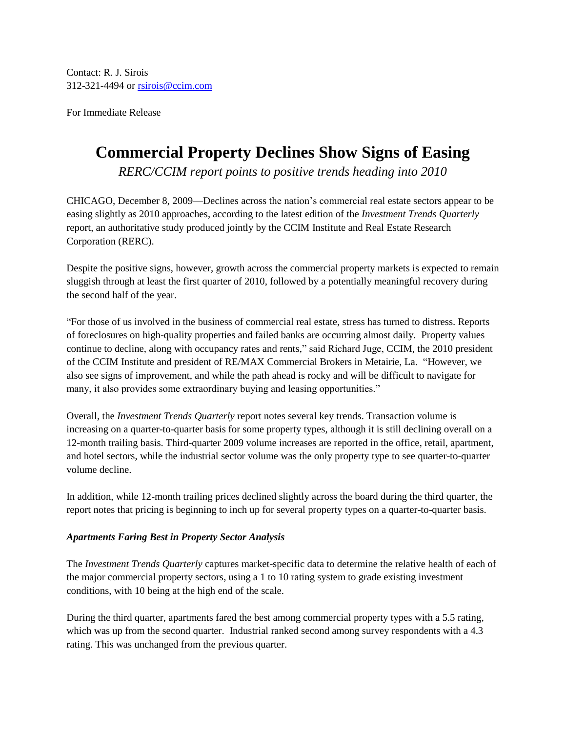Contact: R. J. Sirois
312-321-4494 or rsirois@ccim.com

For Immediate Release

# Commercial Property Declines Show Signs of Easing

*RERC/CCIM report points to positive trends heading into 2010*

CHICAGO, December 8, 2009—Declines across the nation's commercial real estate sectors appear to be easing slightly as 2010 approaches, according to the latest edition of the *Investment Trends Quarterly* report, an authoritative study produced jointly by the CCIM Institute and Real Estate Research Corporation (RERC).

Despite the positive signs, however, growth across the commercial property markets is expected to remain sluggish through at least the first quarter of 2010, followed by a potentially meaningful recovery during the second half of the year.

"For those of us involved in the business of commercial real estate, stress has turned to distress. Reports of foreclosures on high-quality properties and failed banks are occurring almost daily. Property values continue to decline, along with occupancy rates and rents," said Richard Juge, CCIM, the 2010 president of the CCIM Institute and president of RE/MAX Commercial Brokers in Metairie, La. "However, we also see signs of improvement, and while the path ahead is rocky and will be difficult to navigate for many, it also provides some extraordinary buying and leasing opportunities."

Overall, the *Investment Trends Quarterly* report notes several key trends. Transaction volume is increasing on a quarter-to-quarter basis for some property types, although it is still declining overall on a 12-month trailing basis. Third-quarter 2009 volume increases are reported in the office, retail, apartment, and hotel sectors, while the industrial sector volume was the only property type to see quarter-to-quarter volume decline.

In addition, while 12-month trailing prices declined slightly across the board during the third quarter, the report notes that pricing is beginning to inch up for several property types on a quarter-to-quarter basis.

### *Apartments Faring Best in Property Sector Analysis*

The *Investment Trends Quarterly* captures market-specific data to determine the relative health of each of the major commercial property sectors, using a 1 to 10 rating system to grade existing investment conditions, with 10 being at the high end of the scale.

During the third quarter, apartments fared the best among commercial property types with a 5.5 rating, which was up from the second quarter. Industrial ranked second among survey respondents with a 4.3 rating. This was unchanged from the previous quarter.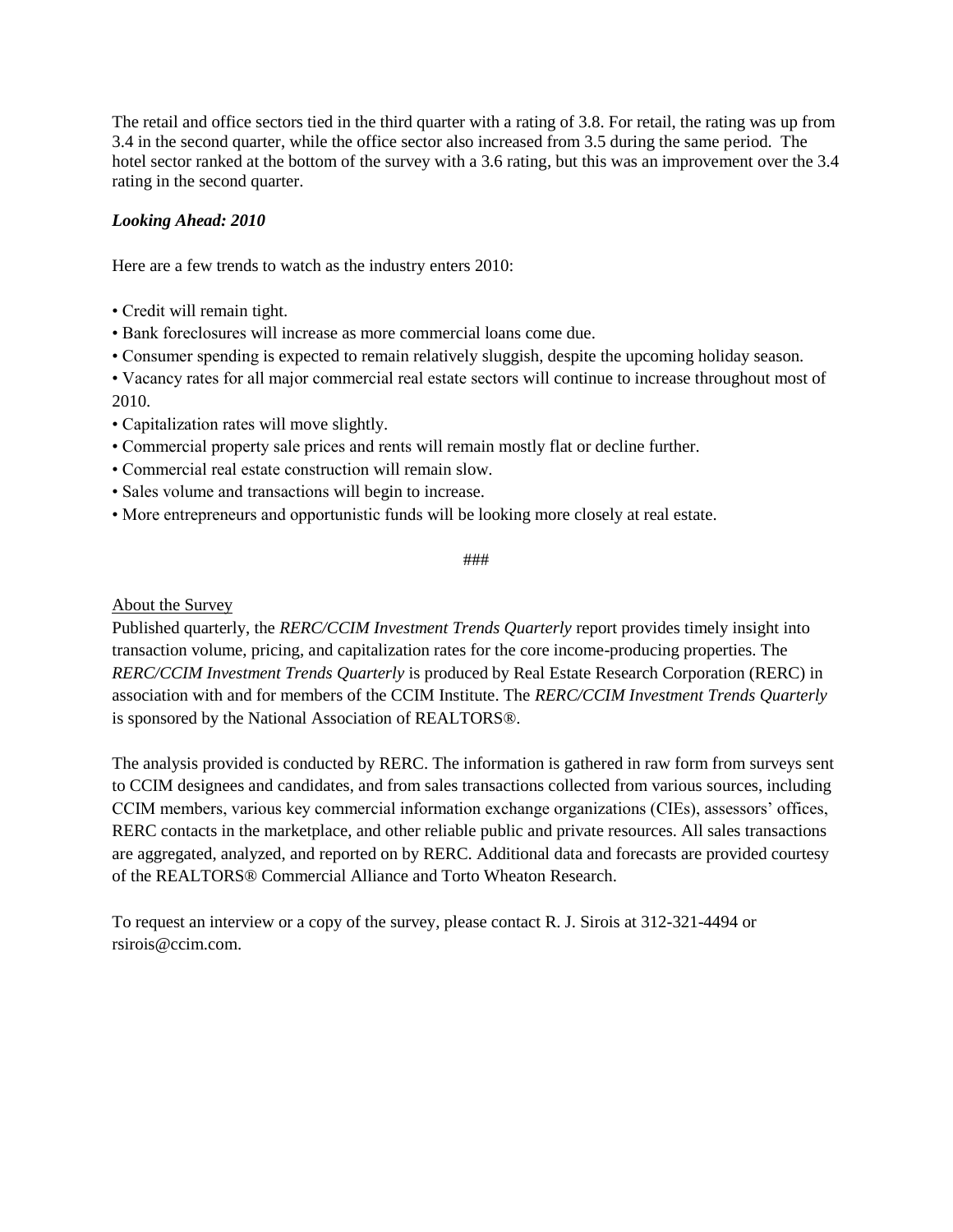The retail and office sectors tied in the third quarter with a rating of 3.8. For retail, the rating was up from 3.4 in the second quarter, while the office sector also increased from 3.5 during the same period. The hotel sector ranked at the bottom of the survey with a 3.6 rating, but this was an improvement over the 3.4 rating in the second quarter.

***Looking Ahead: 2010***

Here are a few trends to watch as the industry enters 2010:

- Credit will remain tight.
- Bank foreclosures will increase as more commercial loans come due.
- Consumer spending is expected to remain relatively sluggish, despite the upcoming holiday season.
- Vacancy rates for all major commercial real estate sectors will continue to increase throughout most of 2010.
- Capitalization rates will move slightly.
- Commercial property sale prices and rents will remain mostly flat or decline further.
- Commercial real estate construction will remain slow.
- Sales volume and transactions will begin to increase.
- More entrepreneurs and opportunistic funds will be looking more closely at real estate.

###

<u>About the Survey</u>

Published quarterly, the *RERC/CCIM Investment Trends Quarterly* report provides timely insight into transaction volume, pricing, and capitalization rates for the core income-producing properties. The *RERC/CCIM Investment Trends Quarterly* is produced by Real Estate Research Corporation (RERC) in association with and for members of the CCIM Institute. The *RERC/CCIM Investment Trends Quarterly* is sponsored by the National Association of REALTORS®.

The analysis provided is conducted by RERC. The information is gathered in raw form from surveys sent to CCIM designees and candidates, and from sales transactions collected from various sources, including CCIM members, various key commercial information exchange organizations (CIEs), assessors' offices, RERC contacts in the marketplace, and other reliable public and private resources. All sales transactions are aggregated, analyzed, and reported on by RERC. Additional data and forecasts are provided courtesy of the REALTORS® Commercial Alliance and Torto Wheaton Research.

To request an interview or a copy of the survey, please contact R. J. Sirois at 312-321-4494 or rsirois@ccim.com.